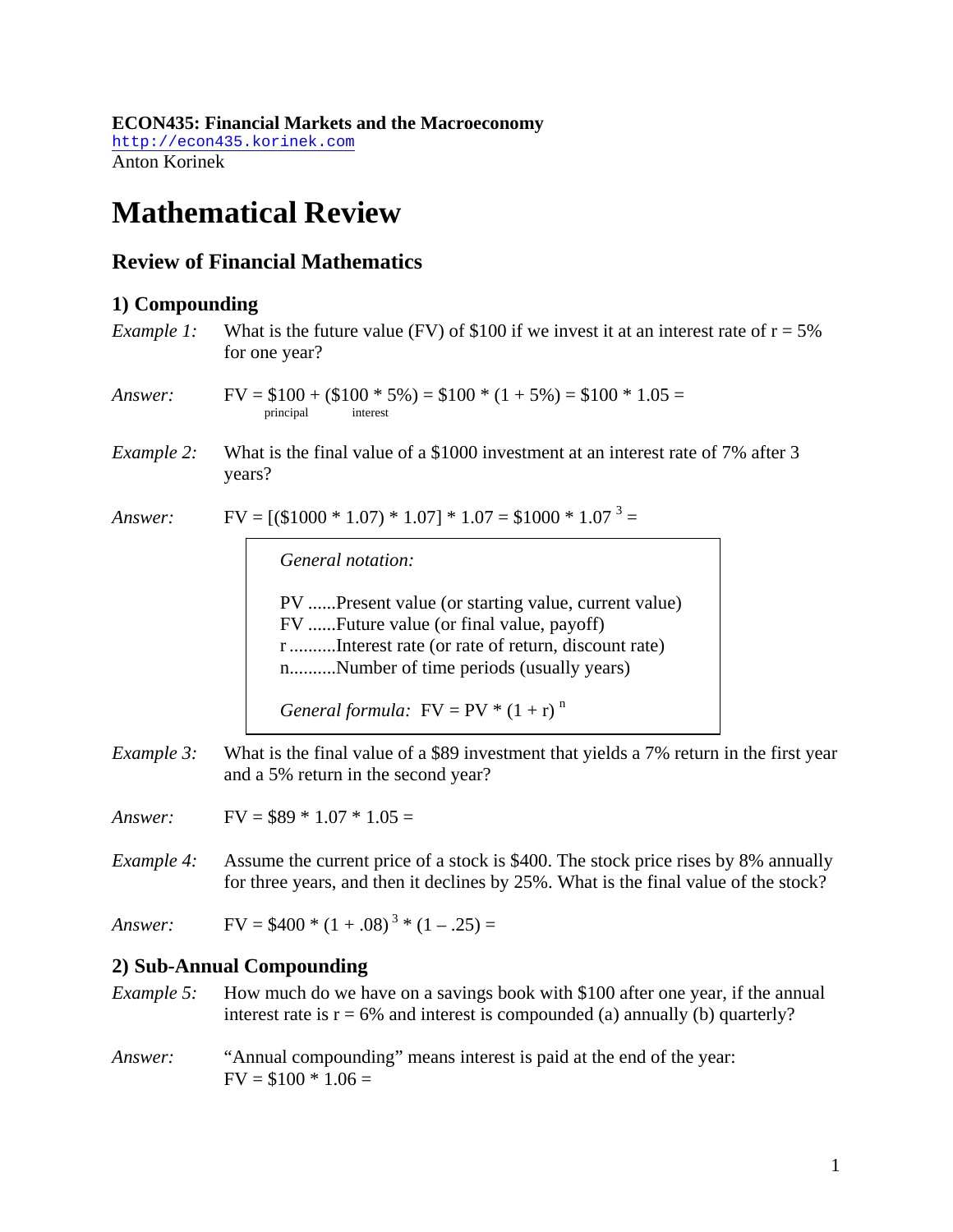**ECON435: Financial Markets and the Macroeconomy**
http://econ435.korinek.com
Anton Korinek

# Mathematical Review

## Review of Financial Mathematics

### 1) Compounding

*Example 1:* What is the future value (FV) of \$100 if we invest it at an interest rate of r = 5% for one year?

*Answer:* $FV = \underset{\text{principal}}{\$100} + (\underset{\text{interest}}{\$100 * 5\%}) = \$100 * (1 + 5\%) = \$100 * 1.05 =$

*Example 2:* What is the final value of a \$1000 investment at an interest rate of 7% after 3 years?

*Answer:* $FV = [(\$1000 * 1.07) * 1.07] * 1.07 = \$1000 * 1.07^3 =$

> *General notation:*
>
> PV ......Present value (or starting value, current value)
> FV ......Future value (or final value, payoff)
> r ..........Interest rate (or rate of return, discount rate)
> n..........Number of time periods (usually years)
>
> *General formula:* $FV = PV * (1 + r)^n$

*Example 3:* What is the final value of a \$89 investment that yields a 7% return in the first year and a 5% return in the second year?

*Answer:* $FV = \$89 * 1.07 * 1.05 =$

*Example 4:* Assume the current price of a stock is \$400. The stock price rises by 8% annually for three years, and then it declines by 25%. What is the final value of the stock?

*Answer:* $FV = \$400 * (1 + .08)^3 * (1 – .25) =$

### 2) Sub-Annual Compounding

*Example 5:* How much do we have on a savings book with \$100 after one year, if the annual interest rate is r = 6% and interest is compounded (a) annually (b) quarterly?

*Answer:* "Annual compounding" means interest is paid at the end of the year:
$FV = \$100 * 1.06 =$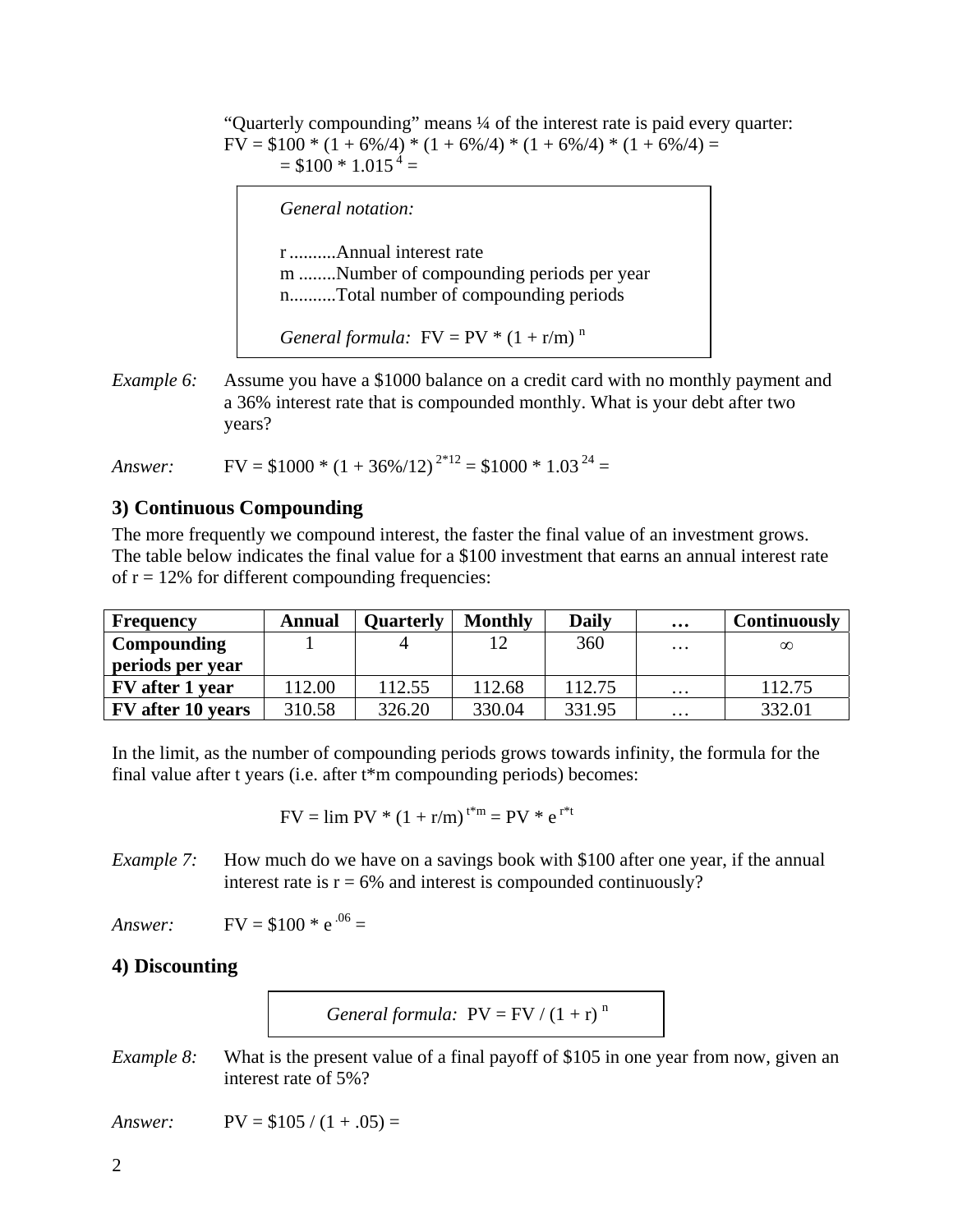"Quarterly compounding" means ¼ of the interest rate is paid every quarter:
$FV = \$100 * (1 + 6\%/4) * (1 + 6\%/4) * (1 + 6\%/4) * (1 + 6\%/4) =$
$= \$100 * 1.015^4 =$

> *General notation:*
>
> r ..........Annual interest rate
> m ........Number of compounding periods per year
> n..........Total number of compounding periods
>
> *General formula:* $FV = PV * (1 + r/m)^n$

*Example 6:* Assume you have a \$1000 balance on a credit card with no monthly payment and a 36% interest rate that is compounded monthly. What is your debt after two years?

*Answer:* $FV = \$1000 * (1 + 36\%/12)^{2*12} = \$1000 * 1.03^{24} =$

### 3) Continuous Compounding

The more frequently we compound interest, the faster the final value of an investment grows. The table below indicates the final value for a \$100 investment that earns an annual interest rate of r = 12% for different compounding frequencies:

| Frequency | Annual | Quarterly | Monthly | Daily | … | Continuously |
|---|---|---|---|---|---|---|
| **Compounding periods per year** | 1 | 4 | 12 | 360 | … | $\infty$ |
| **FV after 1 year** | 112.00 | 112.55 | 112.68 | 112.75 | … | 112.75 |
| **FV after 10 years** | 310.58 | 326.20 | 330.04 | 331.95 | … | 332.01 |

In the limit, as the number of compounding periods grows towards infinity, the formula for the final value after t years (i.e. after t*m compounding periods) becomes:

$$FV = \lim PV * (1 + r/m)^{t*m} = PV * e^{r*t}$$

*Example 7:* How much do we have on a savings book with \$100 after one year, if the annual interest rate is r = 6% and interest is compounded continuously?

*Answer:* $FV = \$100 * e^{.06} =$

### 4) Discounting

> *General formula:* $PV = FV / (1 + r)^n$

*Example 8:* What is the present value of a final payoff of \$105 in one year from now, given an interest rate of 5%?

*Answer:* $PV = \$105 / (1 + .05) =$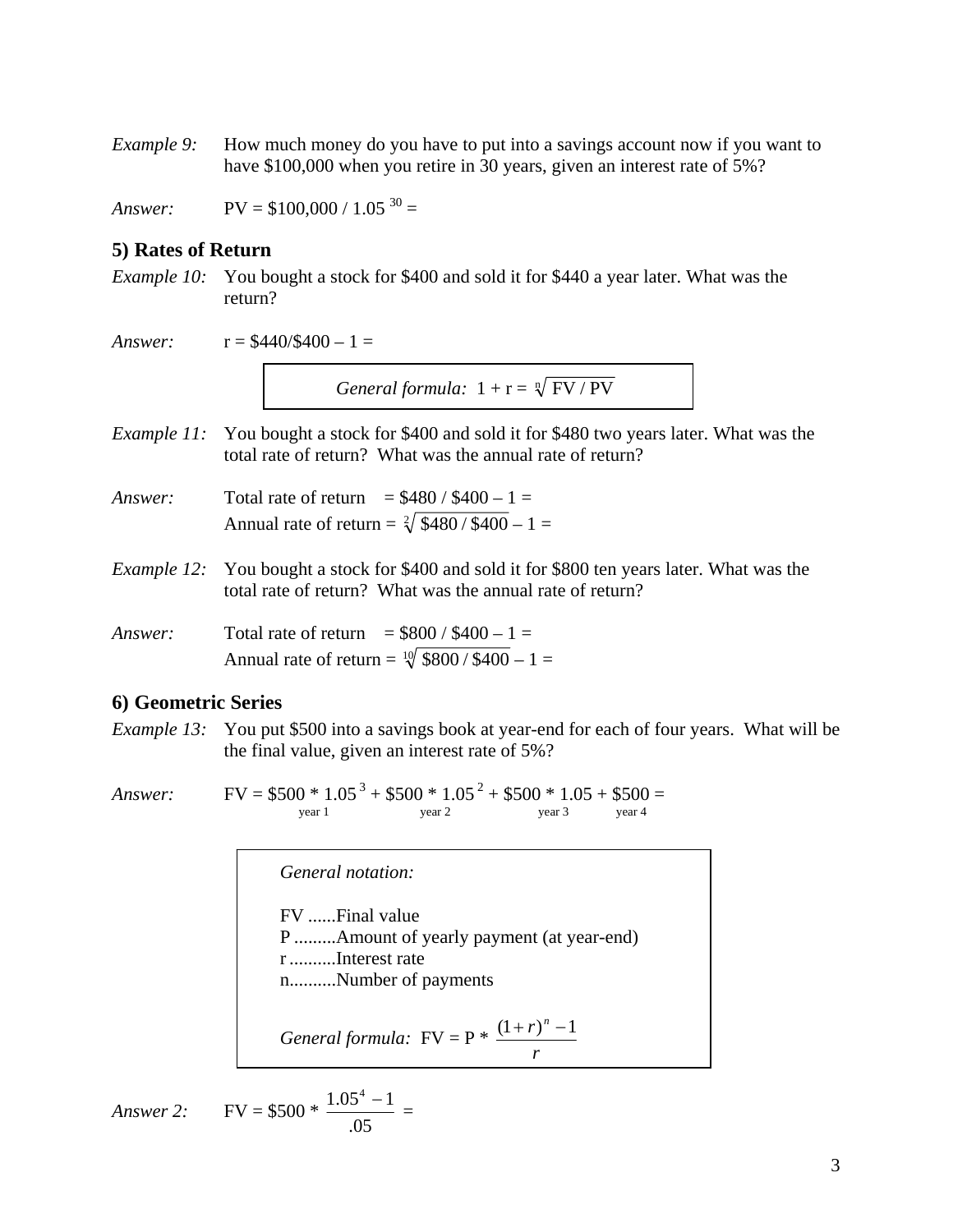*Example 9:* How much money do you have to put into a savings account now if you want to have $100,000 when you retire in 30 years, given an interest rate of 5%?

*Answer:* $\text{PV} = \$100{,}000 / 1.05^{30} =$

## 5) Rates of Return

*Example 10:* You bought a stock for $400 and sold it for $440 a year later. What was the return?

*Answer:* $r = \$440/\$400 - 1 =$

> *General formula:* $1 + r = \sqrt[n]{\text{FV} / \text{PV}}$

*Example 11:* You bought a stock for $400 and sold it for $480 two years later. What was the total rate of return? What was the annual rate of return?

*Answer:* Total rate of return $= \$480 / \$400 - 1 =$
Annual rate of return $= \sqrt[2]{\$480 / \$400} - 1 =$

*Example 12:* You bought a stock for $400 and sold it for $800 ten years later. What was the total rate of return? What was the annual rate of return?

*Answer:* Total rate of return $= \$800 / \$400 - 1 =$
Annual rate of return $= \sqrt[10]{\$800 / \$400} - 1 =$

## 6) Geometric Series

*Example 13:* You put $500 into a savings book at year-end for each of four years. What will be the final value, given an interest rate of 5%?

*Answer:* $\text{FV} = \underbrace{\$500 * 1.05^{3}}_{\text{year 1}} + \underbrace{\$500 * 1.05^{2}}_{\text{year 2}} + \underbrace{\$500 * 1.05}_{\text{year 3}} + \underbrace{\$500}_{\text{year 4}} =$

> *General notation:*
>
> FV ......Final value
> P .........Amount of yearly payment (at year-end)
> r ..........Interest rate
> n..........Number of payments
>
> *General formula:* $\text{FV} = \text{P} * \dfrac{(1+r)^{n} - 1}{r}$

*Answer 2:* $\text{FV} = \$500 * \dfrac{1.05^{4} - 1}{.05} =$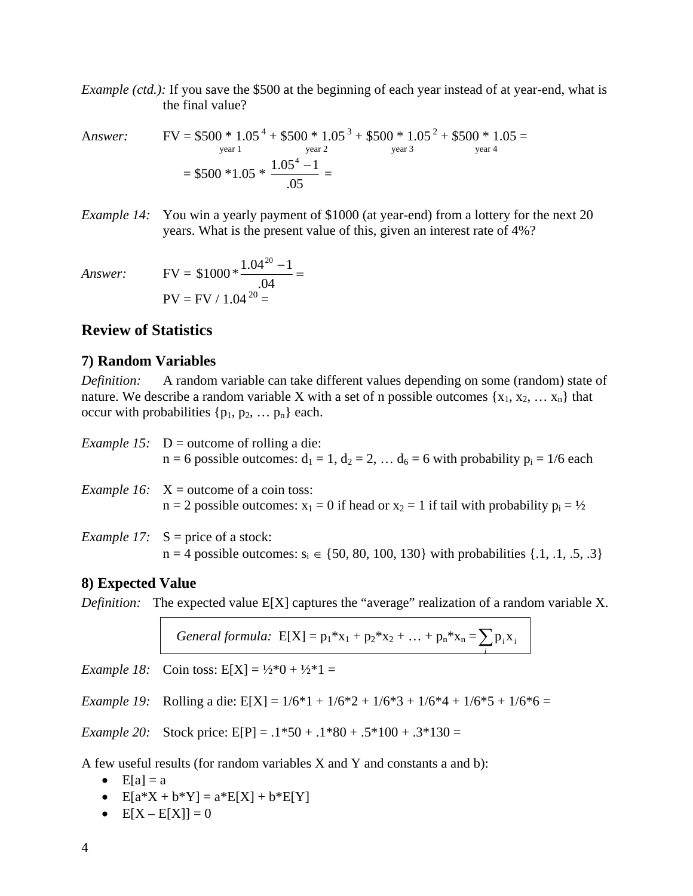*Example (ctd.):* If you save the $500 at the beginning of each year instead of at year-end, what is the final value?

*Answer:*

$$FV = \underset{\text{year 1}}{\$500 * 1.05^4} + \underset{\text{year 2}}{\$500 * 1.05^3} + \underset{\text{year 3}}{\$500 * 1.05^2} + \underset{\text{year 4}}{\$500 * 1.05} =$$

$$= \$500 * 1.05 * \frac{1.05^4 - 1}{.05} =$$

*Example 14:* You win a yearly payment of $1000 (at year-end) from a lottery for the next 20 years. What is the present value of this, given an interest rate of 4%?

*Answer:*

$$FV = \$1000 * \frac{1.04^{20} - 1}{.04} =$$

$$PV = FV / 1.04^{20} =$$

## Review of Statistics

### 7) Random Variables

*Definition:* A random variable can take different values depending on some (random) state of nature. We describe a random variable X with a set of n possible outcomes $\{x_1, x_2, \ldots x_n\}$ that occur with probabilities $\{p_1, p_2, \ldots p_n\}$ each.

*Example 15:* D = outcome of rolling a die:
n = 6 possible outcomes: $d_1 = 1$, $d_2 = 2$, … $d_6 = 6$ with probability $p_i = 1/6$ each

*Example 16:* X = outcome of a coin toss:
n = 2 possible outcomes: $x_1 = 0$ if head or $x_2 = 1$ if tail with probability $p_i = ½$

*Example 17:* S = price of a stock:
n = 4 possible outcomes: $s_i \in \{50, 80, 100, 130\}$ with probabilities {.1, .1, .5, .3}

### 8) Expected Value

*Definition:* The expected value E[X] captures the "average" realization of a random variable X.

> *General formula:* $E[X] = p_1*x_1 + p_2*x_2 + \ldots + p_n*x_n = \sum_i p_i x_i$

*Example 18:* Coin toss: E[X] = ½*0 + ½*1 =

*Example 19:* Rolling a die: E[X] = 1/6*1 + 1/6*2 + 1/6*3 + 1/6*4 + 1/6*5 + 1/6*6 =

*Example 20:* Stock price: E[P] = .1*50 + .1*80 + .5*100 + .3*130 =

A few useful results (for random variables X and Y and constants a and b):

- E[a] = a
- E[a*X + b*Y] = a*E[X] + b*E[Y]
- E[X – E[X]] = 0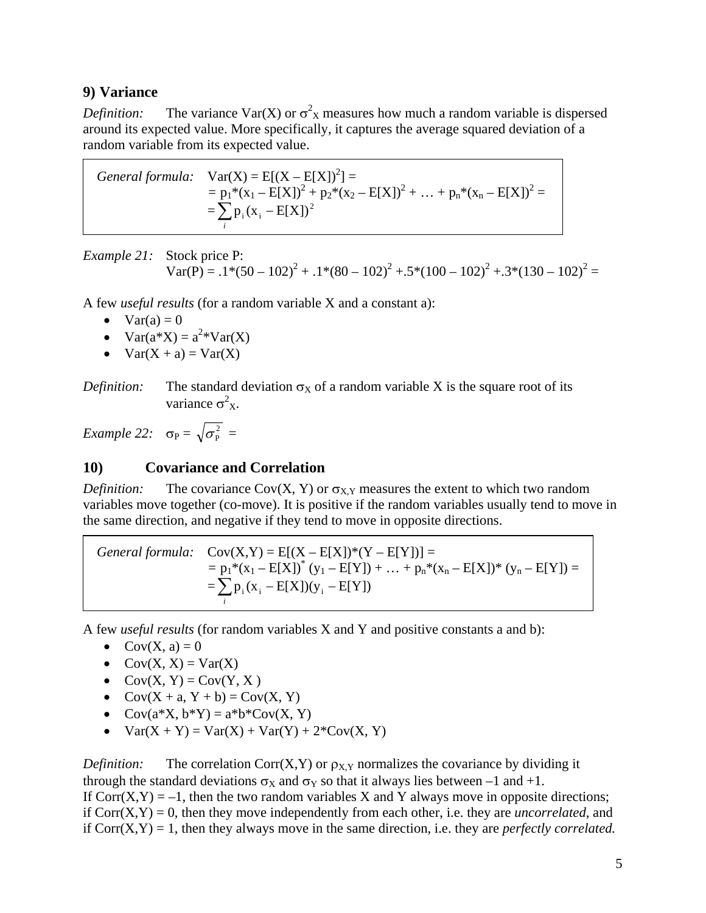## 9) Variance

*Definition:* The variance Var(X) or $\sigma^2_X$ measures how much a random variable is dispersed around its expected value. More specifically, it captures the average squared deviation of a random variable from its expected value.

*General formula:*

$$\text{Var}(X) = E[(X - E[X])^2] =$$
$$= p_1*(x_1 - E[X])^2 + p_2*(x_2 - E[X])^2 + \ldots + p_n*(x_n - E[X])^2 =$$
$$= \sum_i p_i (x_i - E[X])^2$$

*Example 21:* Stock price P:

$$\text{Var}(P) = .1*(50 - 102)^2 + .1*(80 - 102)^2 + .5*(100 - 102)^2 + .3*(130 - 102)^2 =$$

A few *useful results* (for a random variable X and a constant a):

- $\text{Var}(a) = 0$
- $\text{Var}(a*X) = a^2*\text{Var}(X)$
- $\text{Var}(X + a) = \text{Var}(X)$

*Definition:* The standard deviation $\sigma_X$ of a random variable X is the square root of its variance $\sigma^2_X$.

*Example 22:* $\sigma_P = \sqrt{\sigma^2_P} =$

## 10) Covariance and Correlation

*Definition:* The covariance Cov(X, Y) or $\sigma_{X,Y}$ measures the extent to which two random variables move together (co-move). It is positive if the random variables usually tend to move in the same direction, and negative if they tend to move in opposite directions.

*General formula:*

$$\text{Cov}(X,Y) = E[(X - E[X])*(Y - E[Y])] =$$
$$= p_1*(x_1 - E[X])^* (y_1 - E[Y]) + \ldots + p_n*(x_n - E[X])* (y_n - E[Y]) =$$
$$= \sum_i p_i (x_i - E[X])(y_i - E[Y])$$

A few *useful results* (for random variables X and Y and positive constants a and b):

- $\text{Cov}(X, a) = 0$
- $\text{Cov}(X, X) = \text{Var}(X)$
- $\text{Cov}(X, Y) = \text{Cov}(Y, X)$
- $\text{Cov}(X + a, Y + b) = \text{Cov}(X, Y)$
- $\text{Cov}(a*X, b*Y) = a*b*\text{Cov}(X, Y)$
- $\text{Var}(X + Y) = \text{Var}(X) + \text{Var}(Y) + 2*\text{Cov}(X, Y)$

*Definition:* The correlation Corr(X,Y) or $\rho_{X,Y}$ normalizes the covariance by dividing it through the standard deviations $\sigma_X$ and $\sigma_Y$ so that it always lies between –1 and +1.
If Corr(X,Y) = –1, then the two random variables X and Y always move in opposite directions; if Corr(X,Y) = 0, then they move independently from each other, i.e. they are *uncorrelated*, and if Corr(X,Y) = 1, then they always move in the same direction, i.e. they are *perfectly correlated.*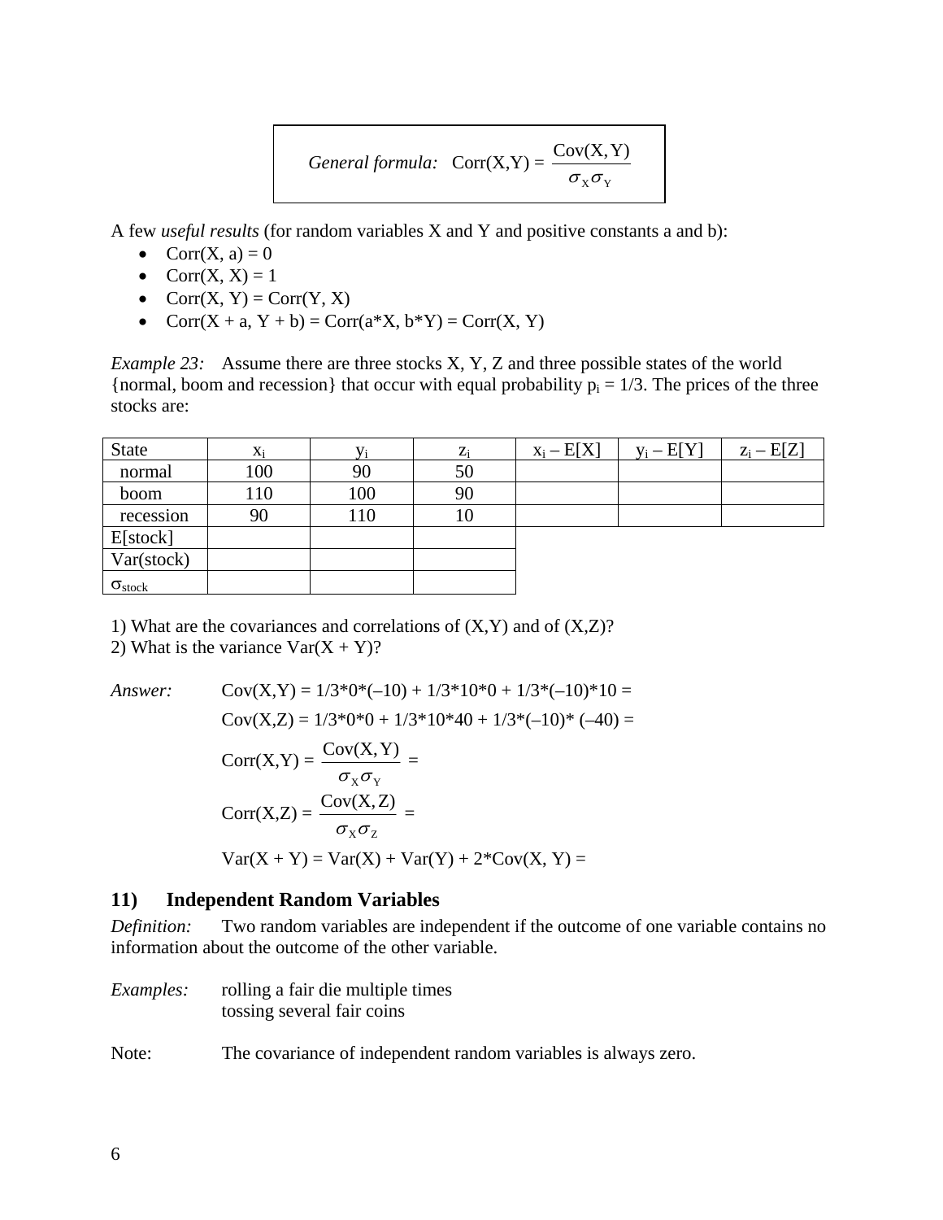$$\textit{General formula:} \quad \text{Corr(X,Y)} = \frac{\text{Cov(X, Y)}}{\sigma_X \sigma_Y}$$

A few *useful results* (for random variables X and Y and positive constants a and b):

- Corr(X, a) = 0
- Corr(X, X) = 1
- Corr(X, Y) = Corr(Y, X)
- Corr(X + a, Y + b) = Corr(a*X, b*Y) = Corr(X, Y)

*Example 23:* Assume there are three stocks X, Y, Z and three possible states of the world {normal, boom and recession} that occur with equal probability $p_i = 1/3$. The prices of the three stocks are:

| State | $x_i$ | $y_i$ | $z_i$ | $x_i$ – E[X] | $y_i$ – E[Y] | $z_i$ – E[Z] |
|---|---|---|---|---|---|---|
| normal | 100 | 90 | 50 | | | |
| boom | 110 | 100 | 90 | | | |
| recession | 90 | 110 | 10 | | | |
| E[stock] | | | | | | |
| Var(stock) | | | | | | |
| $\sigma_{stock}$ | | | | | | |

1) What are the covariances and correlations of (X,Y) and of (X,Z)?
2) What is the variance Var(X + Y)?

*Answer:* Cov(X,Y) = 1/3*0*(–10) + 1/3*10*0 + 1/3*(–10)*10 =

Cov(X,Z) = 1/3*0*0 + 1/3*10*40 + 1/3*(–10)* (–40) =

$$\text{Corr(X,Y)} = \frac{\text{Cov(X, Y)}}{\sigma_X \sigma_Y} =$$

$$\text{Corr(X,Z)} = \frac{\text{Cov(X, Z)}}{\sigma_X \sigma_Z} =$$

Var(X + Y) = Var(X) + Var(Y) + 2*Cov(X, Y) =

## 11) Independent Random Variables

*Definition:* Two random variables are independent if the outcome of one variable contains no information about the outcome of the other variable.

*Examples:* rolling a fair die multiple times
tossing several fair coins

Note: The covariance of independent random variables is always zero.